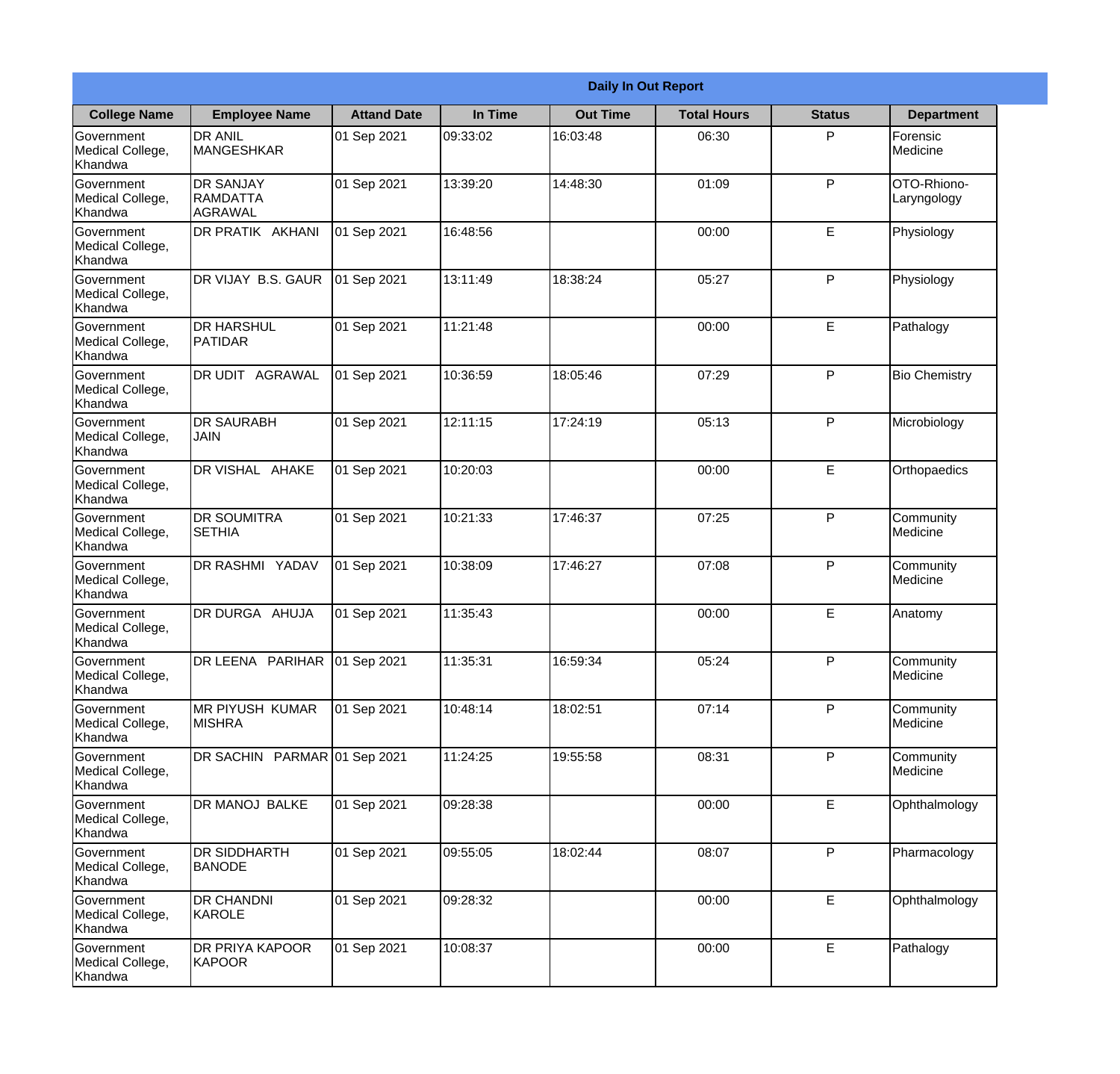| Daily In Out Report | | | | | | | |
|---|---|---|---|---|---|---|---|
| **College Name** | **Employee Name** | **Attand Date** | **In Time** | **Out Time** | **Total Hours** | **Status** | **Department** |
| Government Medical College, Khandwa | DR ANIL MANGESHKAR | 01 Sep 2021 | 09:33:02 | 16:03:48 | 06:30 | P | Forensic Medicine |
| Government Medical College, Khandwa | DR SANJAY RAMDATTA AGRAWAL | 01 Sep 2021 | 13:39:20 | 14:48:30 | 01:09 | P | OTO-Rhiono-Laryngology |
| Government Medical College, Khandwa | DR PRATIK AKHANI | 01 Sep 2021 | 16:48:56 | | 00:00 | E | Physiology |
| Government Medical College, Khandwa | DR VIJAY B.S. GAUR | 01 Sep 2021 | 13:11:49 | 18:38:24 | 05:27 | P | Physiology |
| Government Medical College, Khandwa | DR HARSHUL PATIDAR | 01 Sep 2021 | 11:21:48 | | 00:00 | E | Pathalogy |
| Government Medical College, Khandwa | DR UDIT AGRAWAL | 01 Sep 2021 | 10:36:59 | 18:05:46 | 07:29 | P | Bio Chemistry |
| Government Medical College, Khandwa | DR SAURABH JAIN | 01 Sep 2021 | 12:11:15 | 17:24:19 | 05:13 | P | Microbiology |
| Government Medical College, Khandwa | DR VISHAL AHAKE | 01 Sep 2021 | 10:20:03 | | 00:00 | E | Orthopaedics |
| Government Medical College, Khandwa | DR SOUMITRA SETHIA | 01 Sep 2021 | 10:21:33 | 17:46:37 | 07:25 | P | Community Medicine |
| Government Medical College, Khandwa | DR RASHMI YADAV | 01 Sep 2021 | 10:38:09 | 17:46:27 | 07:08 | P | Community Medicine |
| Government Medical College, Khandwa | DR DURGA AHUJA | 01 Sep 2021 | 11:35:43 | | 00:00 | E | Anatomy |
| Government Medical College, Khandwa | DR LEENA PARIHAR | 01 Sep 2021 | 11:35:31 | 16:59:34 | 05:24 | P | Community Medicine |
| Government Medical College, Khandwa | MR PIYUSH KUMAR MISHRA | 01 Sep 2021 | 10:48:14 | 18:02:51 | 07:14 | P | Community Medicine |
| Government Medical College, Khandwa | DR SACHIN PARMAR | 01 Sep 2021 | 11:24:25 | 19:55:58 | 08:31 | P | Community Medicine |
| Government Medical College, Khandwa | DR MANOJ BALKE | 01 Sep 2021 | 09:28:38 | | 00:00 | E | Ophthalmology |
| Government Medical College, Khandwa | DR SIDDHARTH BANODE | 01 Sep 2021 | 09:55:05 | 18:02:44 | 08:07 | P | Pharmacology |
| Government Medical College, Khandwa | DR CHANDNI KAROLE | 01 Sep 2021 | 09:28:32 | | 00:00 | E | Ophthalmology |
| Government Medical College, Khandwa | DR PRIYA KAPOOR KAPOOR | 01 Sep 2021 | 10:08:37 | | 00:00 | E | Pathalogy |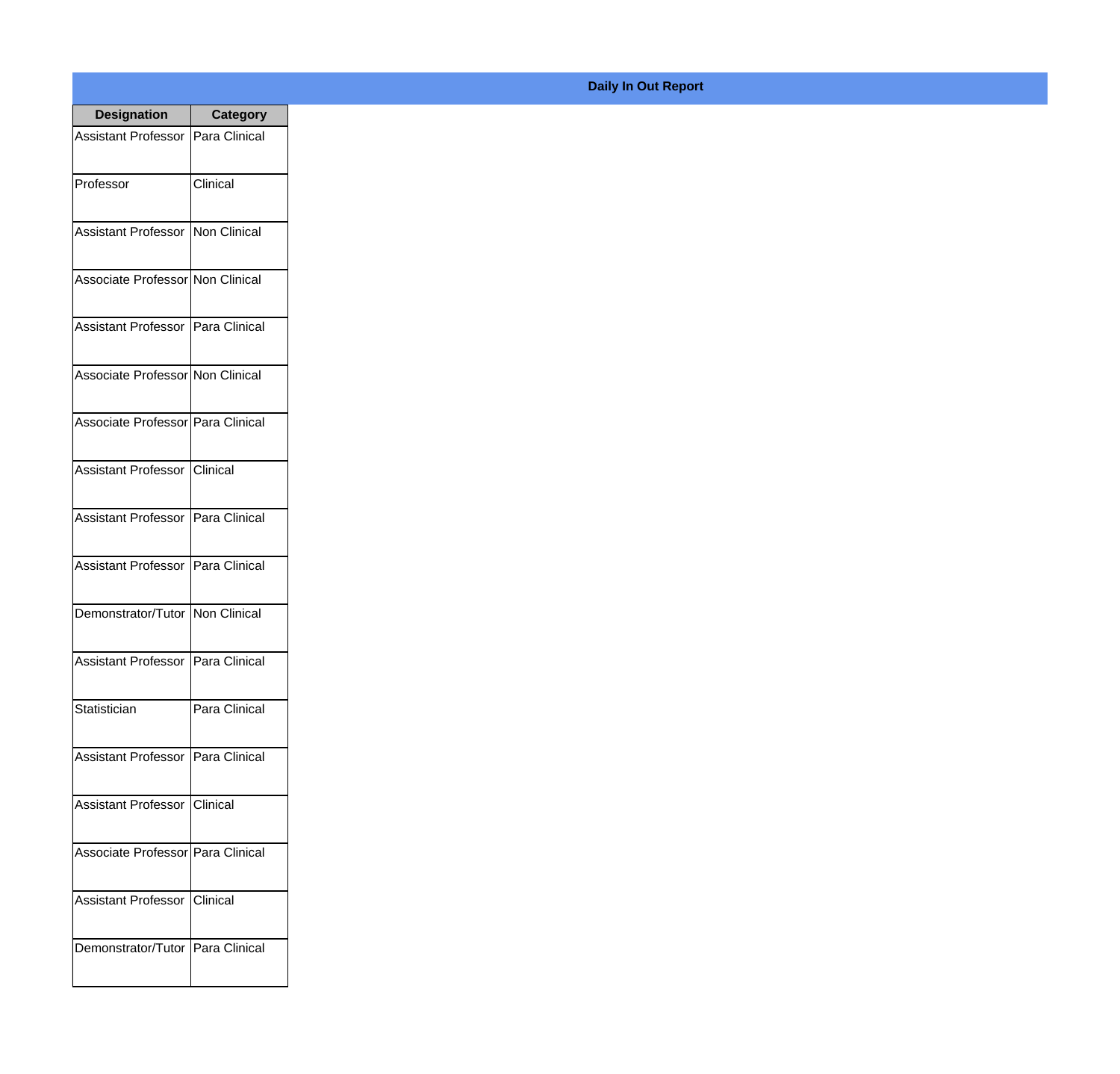**Daily In Out Report**

| Designation | Category |
|---|---|
| Assistant Professor | Para Clinical |
| Professor | Clinical |
| Assistant Professor | Non Clinical |
| Associate Professor | Non Clinical |
| Assistant Professor | Para Clinical |
| Associate Professor | Non Clinical |
| Associate Professor | Para Clinical |
| Assistant Professor | Clinical |
| Assistant Professor | Para Clinical |
| Assistant Professor | Para Clinical |
| Demonstrator/Tutor | Non Clinical |
| Assistant Professor | Para Clinical |
| Statistician | Para Clinical |
| Assistant Professor | Para Clinical |
| Assistant Professor | Clinical |
| Associate Professor | Para Clinical |
| Assistant Professor | Clinical |
| Demonstrator/Tutor | Para Clinical |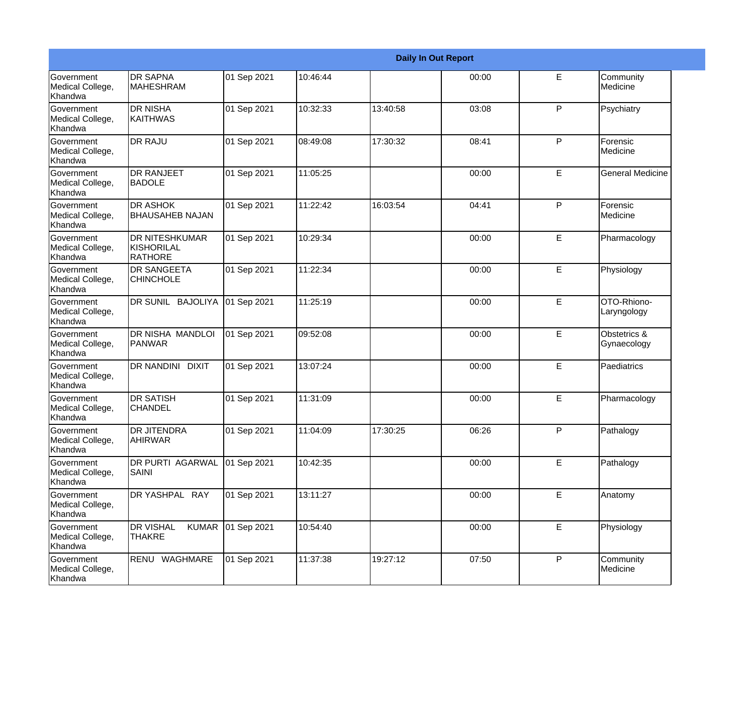| Daily In Out Report | | | | | | | |
|---|---|---|---|---|---|---|---|
| Government Medical College, Khandwa | DR SAPNA MAHESHRAM | 01 Sep 2021 | 10:46:44 | | 00:00 | E | Community Medicine |
| Government Medical College, Khandwa | DR NISHA KAITHWAS | 01 Sep 2021 | 10:32:33 | 13:40:58 | 03:08 | P | Psychiatry |
| Government Medical College, Khandwa | DR RAJU | 01 Sep 2021 | 08:49:08 | 17:30:32 | 08:41 | P | Forensic Medicine |
| Government Medical College, Khandwa | DR RANJEET BADOLE | 01 Sep 2021 | 11:05:25 | | 00:00 | E | General Medicine |
| Government Medical College, Khandwa | DR ASHOK BHAUSAHEB NAJAN | 01 Sep 2021 | 11:22:42 | 16:03:54 | 04:41 | P | Forensic Medicine |
| Government Medical College, Khandwa | DR NITESHKUMAR KISHORILAL RATHORE | 01 Sep 2021 | 10:29:34 | | 00:00 | E | Pharmacology |
| Government Medical College, Khandwa | DR SANGEETA CHINCHOLE | 01 Sep 2021 | 11:22:34 | | 00:00 | E | Physiology |
| Government Medical College, Khandwa | DR SUNIL BAJOLIYA | 01 Sep 2021 | 11:25:19 | | 00:00 | E | OTO-Rhiono-Laryngology |
| Government Medical College, Khandwa | DR NISHA MANDLOI PANWAR | 01 Sep 2021 | 09:52:08 | | 00:00 | E | Obstetrics & Gynaecology |
| Government Medical College, Khandwa | DR NANDINI DIXIT | 01 Sep 2021 | 13:07:24 | | 00:00 | E | Paediatrics |
| Government Medical College, Khandwa | DR SATISH CHANDEL | 01 Sep 2021 | 11:31:09 | | 00:00 | E | Pharmacology |
| Government Medical College, Khandwa | DR JITENDRA AHIRWAR | 01 Sep 2021 | 11:04:09 | 17:30:25 | 06:26 | P | Pathalogy |
| Government Medical College, Khandwa | DR PURTI AGARWAL SAINI | 01 Sep 2021 | 10:42:35 | | 00:00 | E | Pathalogy |
| Government Medical College, Khandwa | DR YASHPAL RAY | 01 Sep 2021 | 13:11:27 | | 00:00 | E | Anatomy |
| Government Medical College, Khandwa | DR VISHAL KUMAR THAKRE | 01 Sep 2021 | 10:54:40 | | 00:00 | E | Physiology |
| Government Medical College, Khandwa | RENU WAGHMARE | 01 Sep 2021 | 11:37:38 | 19:27:12 | 07:50 | P | Community Medicine |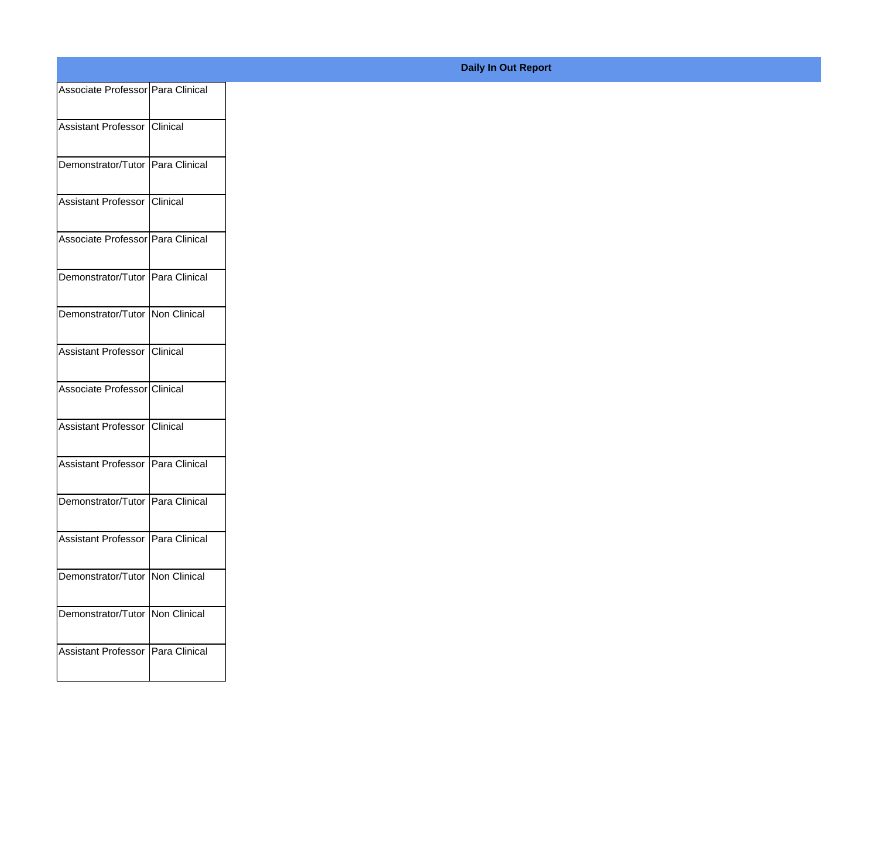**Daily In Out Report**

| | |
|---|---|
| Associate Professor | Para Clinical |
| Assistant Professor | Clinical |
| Demonstrator/Tutor | Para Clinical |
| Assistant Professor | Clinical |
| Associate Professor | Para Clinical |
| Demonstrator/Tutor | Para Clinical |
| Demonstrator/Tutor | Non Clinical |
| Assistant Professor | Clinical |
| Associate Professor | Clinical |
| Assistant Professor | Clinical |
| Assistant Professor | Para Clinical |
| Demonstrator/Tutor | Para Clinical |
| Assistant Professor | Para Clinical |
| Demonstrator/Tutor | Non Clinical |
| Demonstrator/Tutor | Non Clinical |
| Assistant Professor | Para Clinical |